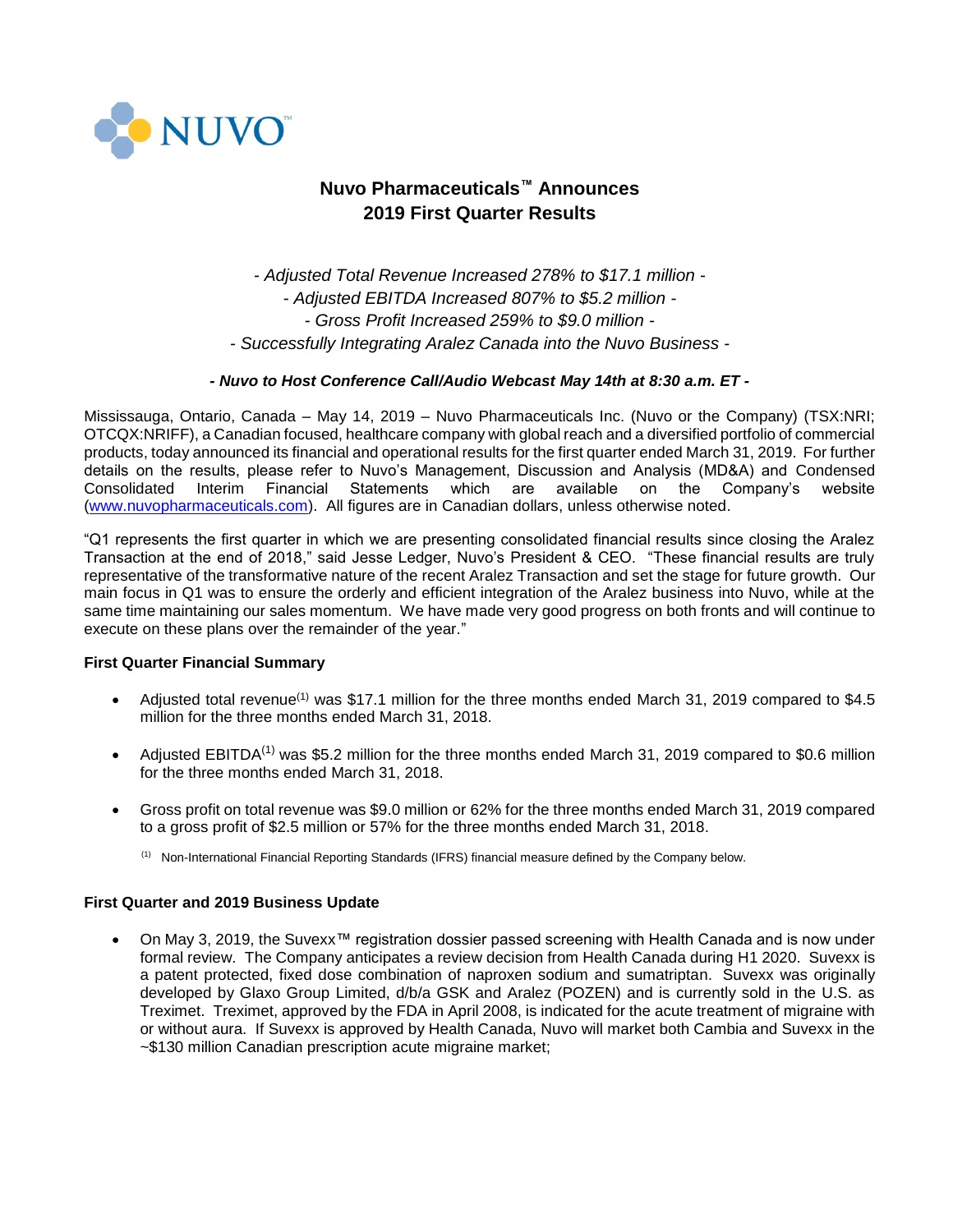NUVO™

# Nuvo Pharmaceuticals™ Announces 2019 First Quarter Results

*- Adjusted Total Revenue Increased 278% to $17.1 million -*
*- Adjusted EBITDA Increased 807% to $5.2 million -*
*- Gross Profit Increased 259% to $9.0 million -*
*- Successfully Integrating Aralez Canada into the Nuvo Business -*

***- Nuvo to Host Conference Call/Audio Webcast May 14th at 8:30 a.m. ET -***

Mississauga, Ontario, Canada – May 14, 2019 – Nuvo Pharmaceuticals Inc. (Nuvo or the Company) (TSX:NRI; OTCQX:NRIFF), a Canadian focused, healthcare company with global reach and a diversified portfolio of commercial products, today announced its financial and operational results for the first quarter ended March 31, 2019. For further details on the results, please refer to Nuvo's Management, Discussion and Analysis (MD&A) and Condensed Consolidated Interim Financial Statements which are available on the Company's website (www.nuvopharmaceuticals.com). All figures are in Canadian dollars, unless otherwise noted.

"Q1 represents the first quarter in which we are presenting consolidated financial results since closing the Aralez Transaction at the end of 2018," said Jesse Ledger, Nuvo's President & CEO. "These financial results are truly representative of the transformative nature of the recent Aralez Transaction and set the stage for future growth. Our main focus in Q1 was to ensure the orderly and efficient integration of the Aralez business into Nuvo, while at the same time maintaining our sales momentum. We have made very good progress on both fronts and will continue to execute on these plans over the remainder of the year."

**First Quarter Financial Summary**

- Adjusted total revenue[(1)] was $17.1 million for the three months ended March 31, 2019 compared to $4.5 million for the three months ended March 31, 2018.
- Adjusted EBITDA[(1)] was $5.2 million for the three months ended March 31, 2019 compared to $0.6 million for the three months ended March 31, 2018.
- Gross profit on total revenue was $9.0 million or 62% for the three months ended March 31, 2019 compared to a gross profit of $2.5 million or 57% for the three months ended March 31, 2018.

[(1)] Non-International Financial Reporting Standards (IFRS) financial measure defined by the Company below.

**First Quarter and 2019 Business Update**

- On May 3, 2019, the Suvexx™ registration dossier passed screening with Health Canada and is now under formal review. The Company anticipates a review decision from Health Canada during H1 2020. Suvexx is a patent protected, fixed dose combination of naproxen sodium and sumatriptan. Suvexx was originally developed by Glaxo Group Limited, d/b/a GSK and Aralez (POZEN) and is currently sold in the U.S. as Treximet. Treximet, approved by the FDA in April 2008, is indicated for the acute treatment of migraine with or without aura. If Suvexx is approved by Health Canada, Nuvo will market both Cambia and Suvexx in the ~$130 million Canadian prescription acute migraine market;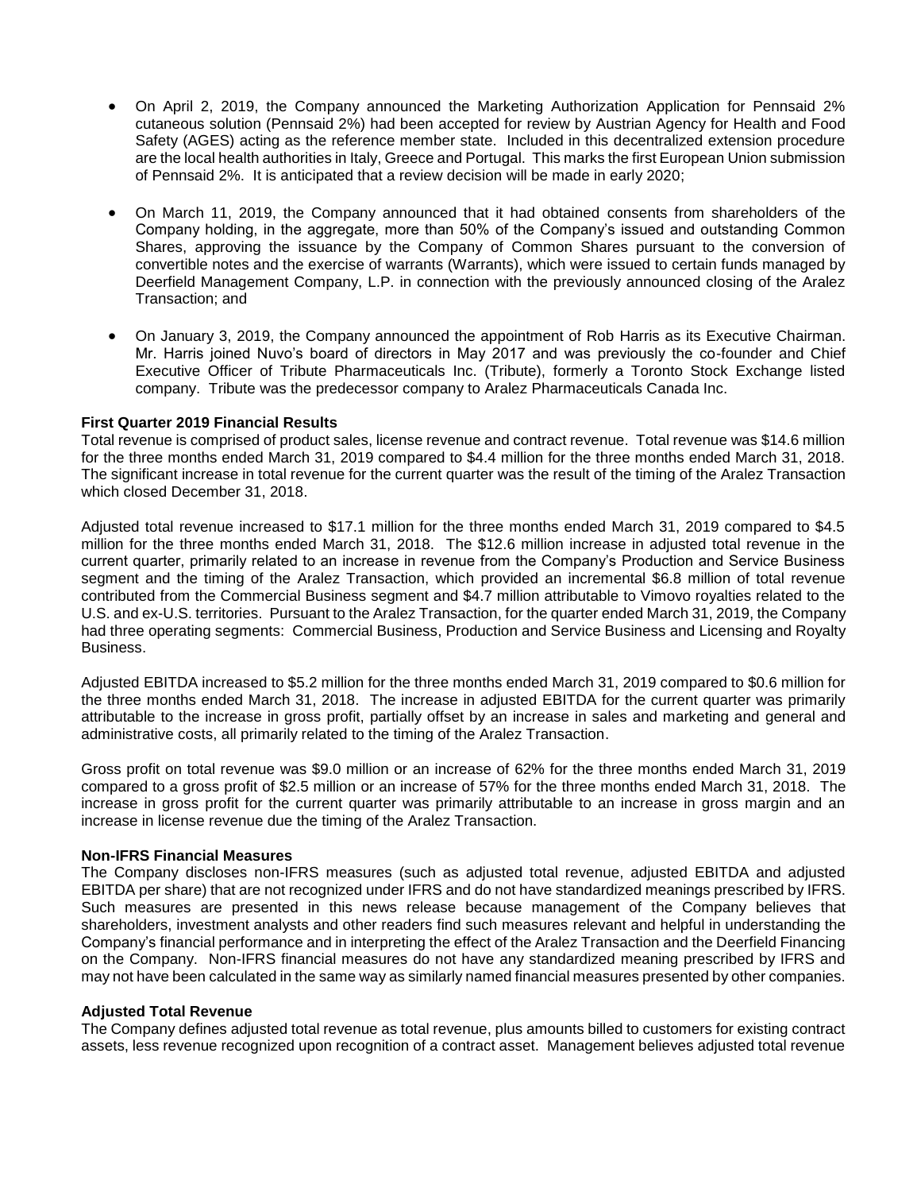- On April 2, 2019, the Company announced the Marketing Authorization Application for Pennsaid 2% cutaneous solution (Pennsaid 2%) had been accepted for review by Austrian Agency for Health and Food Safety (AGES) acting as the reference member state. Included in this decentralized extension procedure are the local health authorities in Italy, Greece and Portugal. This marks the first European Union submission of Pennsaid 2%. It is anticipated that a review decision will be made in early 2020;

- On March 11, 2019, the Company announced that it had obtained consents from shareholders of the Company holding, in the aggregate, more than 50% of the Company's issued and outstanding Common Shares, approving the issuance by the Company of Common Shares pursuant to the conversion of convertible notes and the exercise of warrants (Warrants), which were issued to certain funds managed by Deerfield Management Company, L.P. in connection with the previously announced closing of the Aralez Transaction; and

- On January 3, 2019, the Company announced the appointment of Rob Harris as its Executive Chairman. Mr. Harris joined Nuvo's board of directors in May 2017 and was previously the co-founder and Chief Executive Officer of Tribute Pharmaceuticals Inc. (Tribute), formerly a Toronto Stock Exchange listed company. Tribute was the predecessor company to Aralez Pharmaceuticals Canada Inc.

**First Quarter 2019 Financial Results**

Total revenue is comprised of product sales, license revenue and contract revenue. Total revenue was $14.6 million for the three months ended March 31, 2019 compared to $4.4 million for the three months ended March 31, 2018. The significant increase in total revenue for the current quarter was the result of the timing of the Aralez Transaction which closed December 31, 2018.

Adjusted total revenue increased to $17.1 million for the three months ended March 31, 2019 compared to $4.5 million for the three months ended March 31, 2018. The $12.6 million increase in adjusted total revenue in the current quarter, primarily related to an increase in revenue from the Company's Production and Service Business segment and the timing of the Aralez Transaction, which provided an incremental $6.8 million of total revenue contributed from the Commercial Business segment and $4.7 million attributable to Vimovo royalties related to the U.S. and ex-U.S. territories. Pursuant to the Aralez Transaction, for the quarter ended March 31, 2019, the Company had three operating segments: Commercial Business, Production and Service Business and Licensing and Royalty Business.

Adjusted EBITDA increased to $5.2 million for the three months ended March 31, 2019 compared to $0.6 million for the three months ended March 31, 2018. The increase in adjusted EBITDA for the current quarter was primarily attributable to the increase in gross profit, partially offset by an increase in sales and marketing and general and administrative costs, all primarily related to the timing of the Aralez Transaction.

Gross profit on total revenue was $9.0 million or an increase of 62% for the three months ended March 31, 2019 compared to a gross profit of $2.5 million or an increase of 57% for the three months ended March 31, 2018. The increase in gross profit for the current quarter was primarily attributable to an increase in gross margin and an increase in license revenue due the timing of the Aralez Transaction.

**Non-IFRS Financial Measures**

The Company discloses non-IFRS measures (such as adjusted total revenue, adjusted EBITDA and adjusted EBITDA per share) that are not recognized under IFRS and do not have standardized meanings prescribed by IFRS. Such measures are presented in this news release because management of the Company believes that shareholders, investment analysts and other readers find such measures relevant and helpful in understanding the Company's financial performance and in interpreting the effect of the Aralez Transaction and the Deerfield Financing on the Company. Non-IFRS financial measures do not have any standardized meaning prescribed by IFRS and may not have been calculated in the same way as similarly named financial measures presented by other companies.

**Adjusted Total Revenue**

The Company defines adjusted total revenue as total revenue, plus amounts billed to customers for existing contract assets, less revenue recognized upon recognition of a contract asset. Management believes adjusted total revenue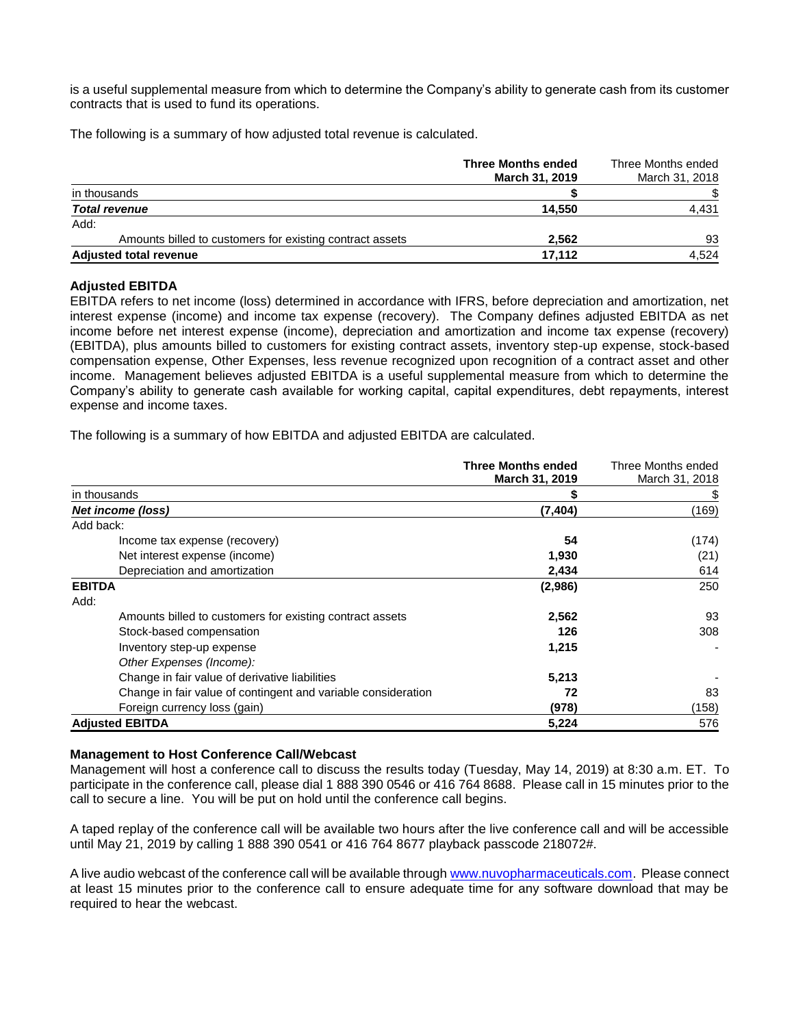is a useful supplemental measure from which to determine the Company's ability to generate cash from its customer contracts that is used to fund its operations.

The following is a summary of how adjusted total revenue is calculated.

| | **Three Months ended March 31, 2019** | Three Months ended March 31, 2018 |
|---|---|---|
| in thousands | **$** | $ |
| ***Total revenue*** | **14,550** | 4,431 |
| Add: | | |
| Amounts billed to customers for existing contract assets | **2,562** | 93 |
| **Adjusted total revenue** | **17,112** | 4,524 |

**Adjusted EBITDA**

EBITDA refers to net income (loss) determined in accordance with IFRS, before depreciation and amortization, net interest expense (income) and income tax expense (recovery). The Company defines adjusted EBITDA as net income before net interest expense (income), depreciation and amortization and income tax expense (recovery) (EBITDA), plus amounts billed to customers for existing contract assets, inventory step-up expense, stock-based compensation expense, Other Expenses, less revenue recognized upon recognition of a contract asset and other income. Management believes adjusted EBITDA is a useful supplemental measure from which to determine the Company's ability to generate cash available for working capital, capital expenditures, debt repayments, interest expense and income taxes.

The following is a summary of how EBITDA and adjusted EBITDA are calculated.

| | **Three Months ended March 31, 2019** | Three Months ended March 31, 2018 |
|---|---|---|
| in thousands | **$** | $ |
| ***Net income (loss)*** | **(7,404)** | (169) |
| Add back: | | |
| Income tax expense (recovery) | **54** | (174) |
| Net interest expense (income) | **1,930** | (21) |
| Depreciation and amortization | **2,434** | 614 |
| **EBITDA** | **(2,986)** | 250 |
| Add: | | |
| Amounts billed to customers for existing contract assets | **2,562** | 93 |
| Stock-based compensation | **126** | 308 |
| Inventory step-up expense | **1,215** | - |
| *Other Expenses (Income):* | | |
| Change in fair value of derivative liabilities | **5,213** | - |
| Change in fair value of contingent and variable consideration | **72** | 83 |
| Foreign currency loss (gain) | **(978)** | (158) |
| **Adjusted EBITDA** | **5,224** | 576 |

**Management to Host Conference Call/Webcast**

Management will host a conference call to discuss the results today (Tuesday, May 14, 2019) at 8:30 a.m. ET. To participate in the conference call, please dial 1 888 390 0546 or 416 764 8688. Please call in 15 minutes prior to the call to secure a line. You will be put on hold until the conference call begins.

A taped replay of the conference call will be available two hours after the live conference call and will be accessible until May 21, 2019 by calling 1 888 390 0541 or 416 764 8677 playback passcode 218072#.

A live audio webcast of the conference call will be available through [www.nuvopharmaceuticals.com](http://www.nuvopharmaceuticals.com). Please connect at least 15 minutes prior to the conference call to ensure adequate time for any software download that may be required to hear the webcast.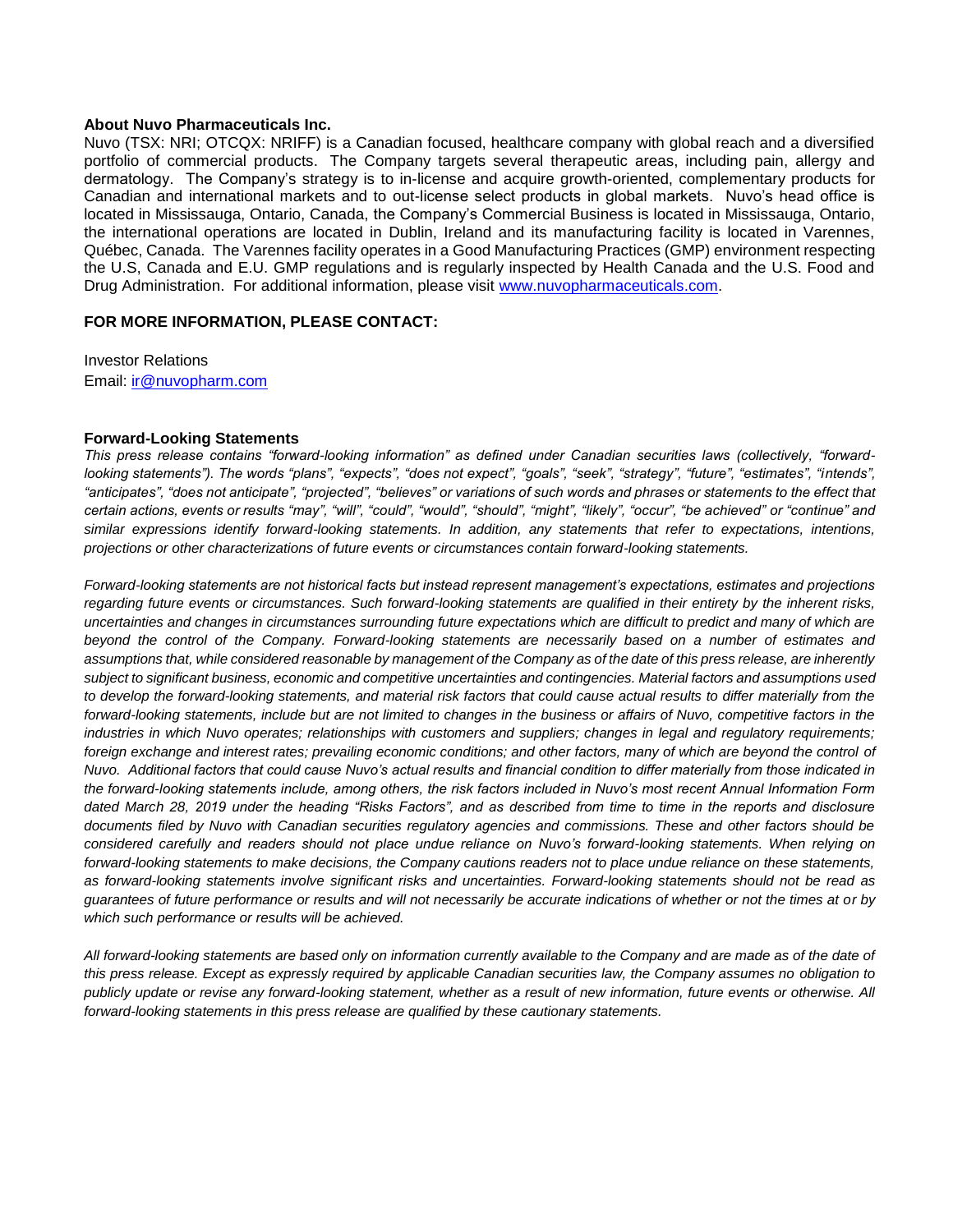**About Nuvo Pharmaceuticals Inc.**

Nuvo (TSX: NRI; OTCQX: NRIFF) is a Canadian focused, healthcare company with global reach and a diversified portfolio of commercial products. The Company targets several therapeutic areas, including pain, allergy and dermatology. The Company's strategy is to in-license and acquire growth-oriented, complementary products for Canadian and international markets and to out-license select products in global markets. Nuvo's head office is located in Mississauga, Ontario, Canada, the Company's Commercial Business is located in Mississauga, Ontario, the international operations are located in Dublin, Ireland and its manufacturing facility is located in Varennes, Québec, Canada. The Varennes facility operates in a Good Manufacturing Practices (GMP) environment respecting the U.S, Canada and E.U. GMP regulations and is regularly inspected by Health Canada and the U.S. Food and Drug Administration. For additional information, please visit [www.nuvopharmaceuticals.com](http://www.nuvopharmaceuticals.com).

**FOR MORE INFORMATION, PLEASE CONTACT:**

Investor Relations
Email: [ir@nuvopharm.com](mailto:ir@nuvopharm.com)

**Forward-Looking Statements**

*This press release contains "forward-looking information" as defined under Canadian securities laws (collectively, "forward-looking statements"). The words "plans", "expects", "does not expect", "goals", "seek", "strategy", "future", "estimates", "intends", "anticipates", "does not anticipate", "projected", "believes" or variations of such words and phrases or statements to the effect that certain actions, events or results "may", "will", "could", "would", "should", "might", "likely", "occur", "be achieved" or "continue" and similar expressions identify forward-looking statements. In addition, any statements that refer to expectations, intentions, projections or other characterizations of future events or circumstances contain forward-looking statements.*

*Forward-looking statements are not historical facts but instead represent management's expectations, estimates and projections regarding future events or circumstances. Such forward-looking statements are qualified in their entirety by the inherent risks, uncertainties and changes in circumstances surrounding future expectations which are difficult to predict and many of which are beyond the control of the Company. Forward-looking statements are necessarily based on a number of estimates and assumptions that, while considered reasonable by management of the Company as of the date of this press release, are inherently subject to significant business, economic and competitive uncertainties and contingencies. Material factors and assumptions used to develop the forward-looking statements, and material risk factors that could cause actual results to differ materially from the forward-looking statements, include but are not limited to changes in the business or affairs of Nuvo, competitive factors in the industries in which Nuvo operates; relationships with customers and suppliers; changes in legal and regulatory requirements; foreign exchange and interest rates; prevailing economic conditions; and other factors, many of which are beyond the control of Nuvo. Additional factors that could cause Nuvo's actual results and financial condition to differ materially from those indicated in the forward-looking statements include, among others, the risk factors included in Nuvo's most recent Annual Information Form dated March 28, 2019 under the heading "Risks Factors", and as described from time to time in the reports and disclosure documents filed by Nuvo with Canadian securities regulatory agencies and commissions. These and other factors should be considered carefully and readers should not place undue reliance on Nuvo's forward-looking statements. When relying on forward-looking statements to make decisions, the Company cautions readers not to place undue reliance on these statements, as forward-looking statements involve significant risks and uncertainties. Forward-looking statements should not be read as guarantees of future performance or results and will not necessarily be accurate indications of whether or not the times at or by which such performance or results will be achieved.*

*All forward-looking statements are based only on information currently available to the Company and are made as of the date of this press release. Except as expressly required by applicable Canadian securities law, the Company assumes no obligation to publicly update or revise any forward-looking statement, whether as a result of new information, future events or otherwise. All forward-looking statements in this press release are qualified by these cautionary statements.*